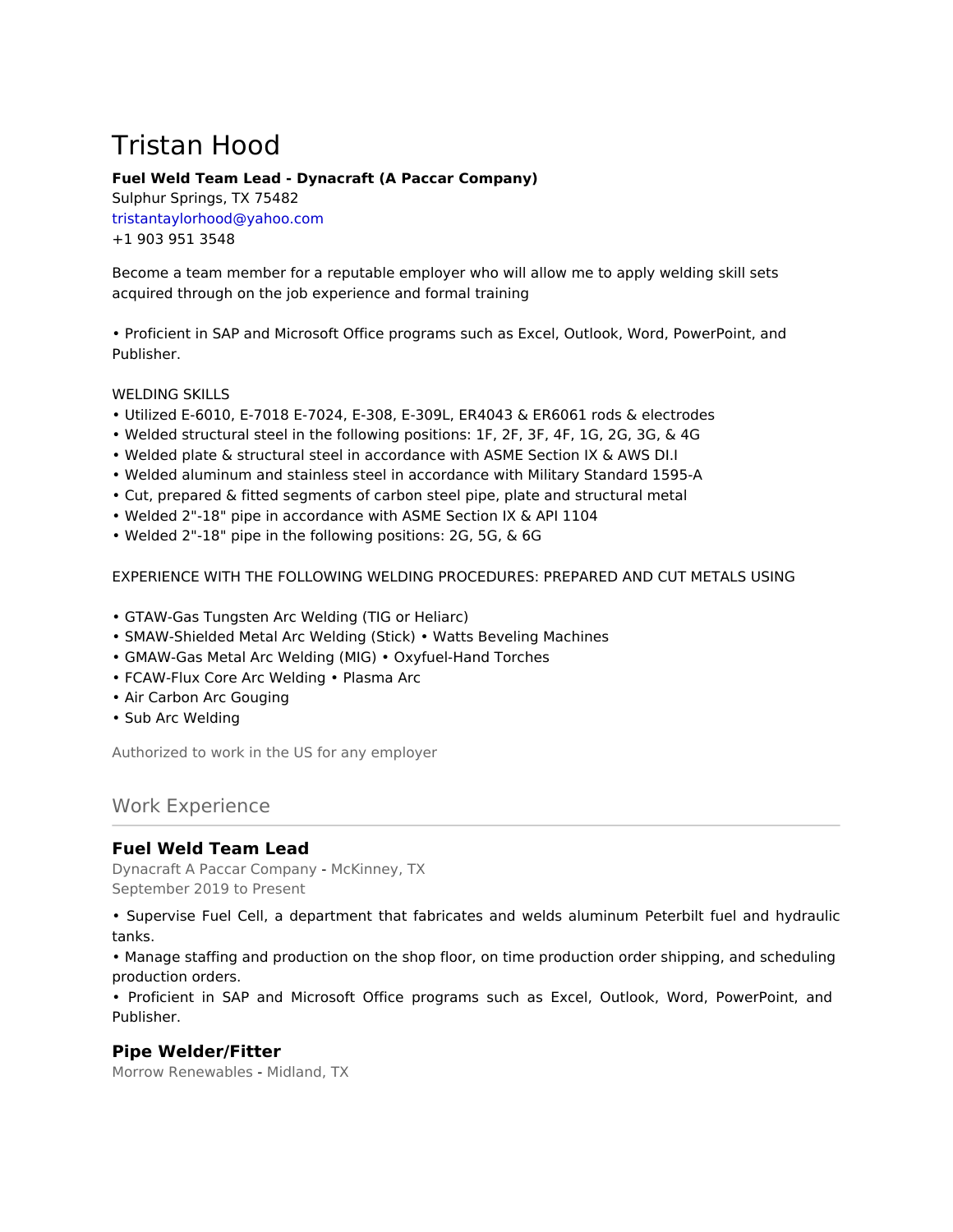# Tristan Hood

**Fuel Weld Team Lead - Dynacraft (A Paccar Company)**
Sulphur Springs, TX 75482
tristantaylorhood@yahoo.com
+1 903 951 3548

Become a team member for a reputable employer who will allow me to apply welding skill sets acquired through on the job experience and formal training

• Proficient in SAP and Microsoft Office programs such as Excel, Outlook, Word, PowerPoint, and Publisher.

WELDING SKILLS
• Utilized E-6010, E-7018 E-7024, E-308, E-309L, ER4043 & ER6061 rods & electrodes
• Welded structural steel in the following positions: 1F, 2F, 3F, 4F, 1G, 2G, 3G, & 4G
• Welded plate & structural steel in accordance with ASME Section IX & AWS DI.I
• Welded aluminum and stainless steel in accordance with Military Standard 1595-A
• Cut, prepared & fitted segments of carbon steel pipe, plate and structural metal
• Welded 2"-18" pipe in accordance with ASME Section IX & API 1104
• Welded 2"-18" pipe in the following positions: 2G, 5G, & 6G

EXPERIENCE WITH THE FOLLOWING WELDING PROCEDURES: PREPARED AND CUT METALS USING

• GTAW-Gas Tungsten Arc Welding (TIG or Heliarc)
• SMAW-Shielded Metal Arc Welding (Stick) • Watts Beveling Machines
• GMAW-Gas Metal Arc Welding (MIG) • Oxyfuel-Hand Torches
• FCAW-Flux Core Arc Welding • Plasma Arc
• Air Carbon Arc Gouging
• Sub Arc Welding

Authorized to work in the US for any employer

## Work Experience

### Fuel Weld Team Lead

Dynacraft A Paccar Company - McKinney, TX
September 2019 to Present

• Supervise Fuel Cell, a department that fabricates and welds aluminum Peterbilt fuel and hydraulic tanks.
• Manage staffing and production on the shop floor, on time production order shipping, and scheduling production orders.
• Proficient in SAP and Microsoft Office programs such as Excel, Outlook, Word, PowerPoint, and Publisher.

### Pipe Welder/Fitter

Morrow Renewables - Midland, TX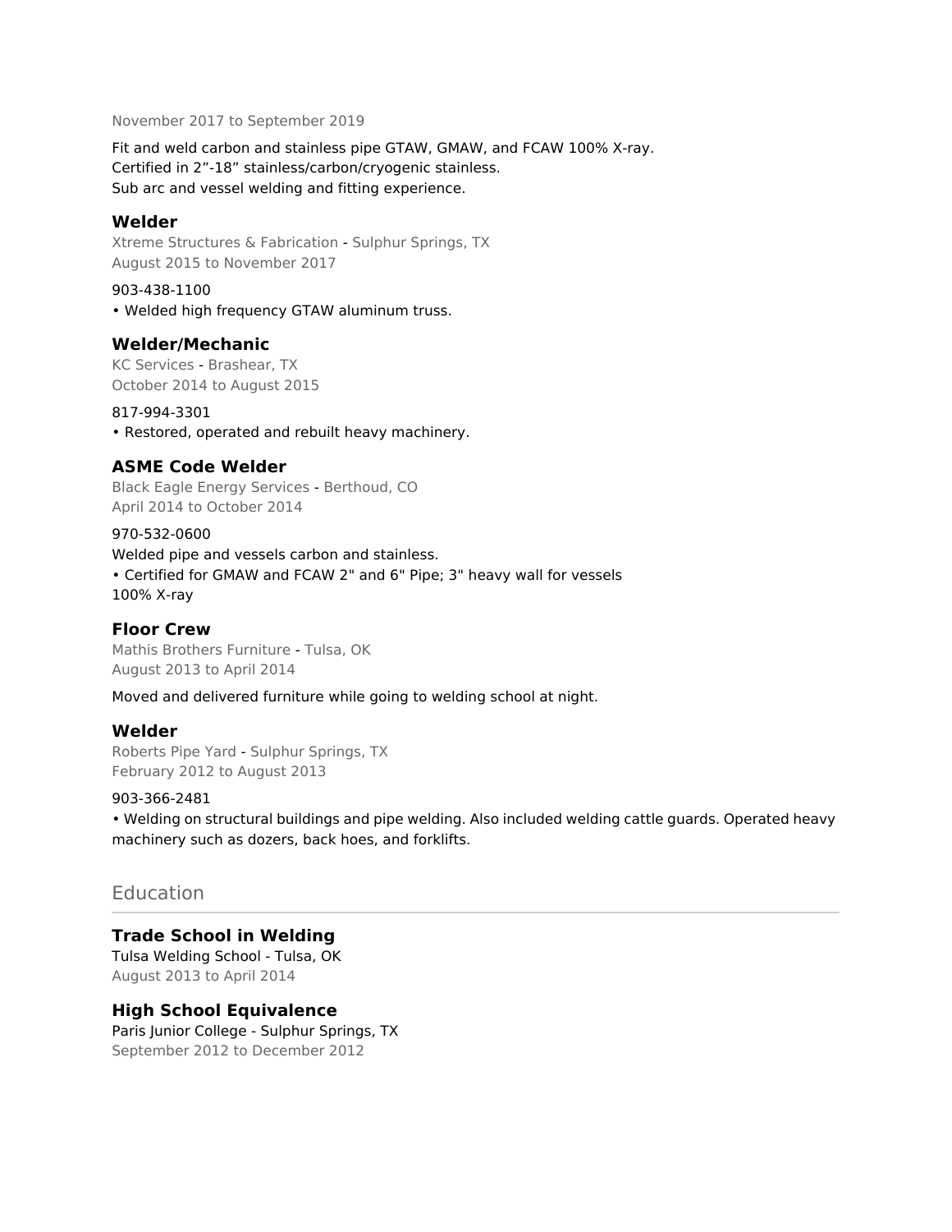November 2017 to September 2019

Fit and weld carbon and stainless pipe GTAW, GMAW, and FCAW 100% X-ray.
Certified in 2”-18” stainless/carbon/cryogenic stainless.
Sub arc and vessel welding and fitting experience.

### Welder

Xtreme Structures & Fabrication - Sulphur Springs, TX
August 2015 to November 2017

903-438-1100
• Welded high frequency GTAW aluminum truss.

### Welder/Mechanic

KC Services - Brashear, TX
October 2014 to August 2015

817-994-3301
• Restored, operated and rebuilt heavy machinery.

### ASME Code Welder

Black Eagle Energy Services - Berthoud, CO
April 2014 to October 2014

970-532-0600
Welded pipe and vessels carbon and stainless.
• Certified for GMAW and FCAW 2" and 6" Pipe; 3" heavy wall for vessels
100% X-ray

### Floor Crew

Mathis Brothers Furniture - Tulsa, OK
August 2013 to April 2014

Moved and delivered furniture while going to welding school at night.

### Welder

Roberts Pipe Yard - Sulphur Springs, TX
February 2012 to August 2013

903-366-2481
• Welding on structural buildings and pipe welding. Also included welding cattle guards. Operated heavy machinery such as dozers, back hoes, and forklifts.

## Education

### Trade School in Welding

Tulsa Welding School - Tulsa, OK
August 2013 to April 2014

### High School Equivalence

Paris Junior College - Sulphur Springs, TX
September 2012 to December 2012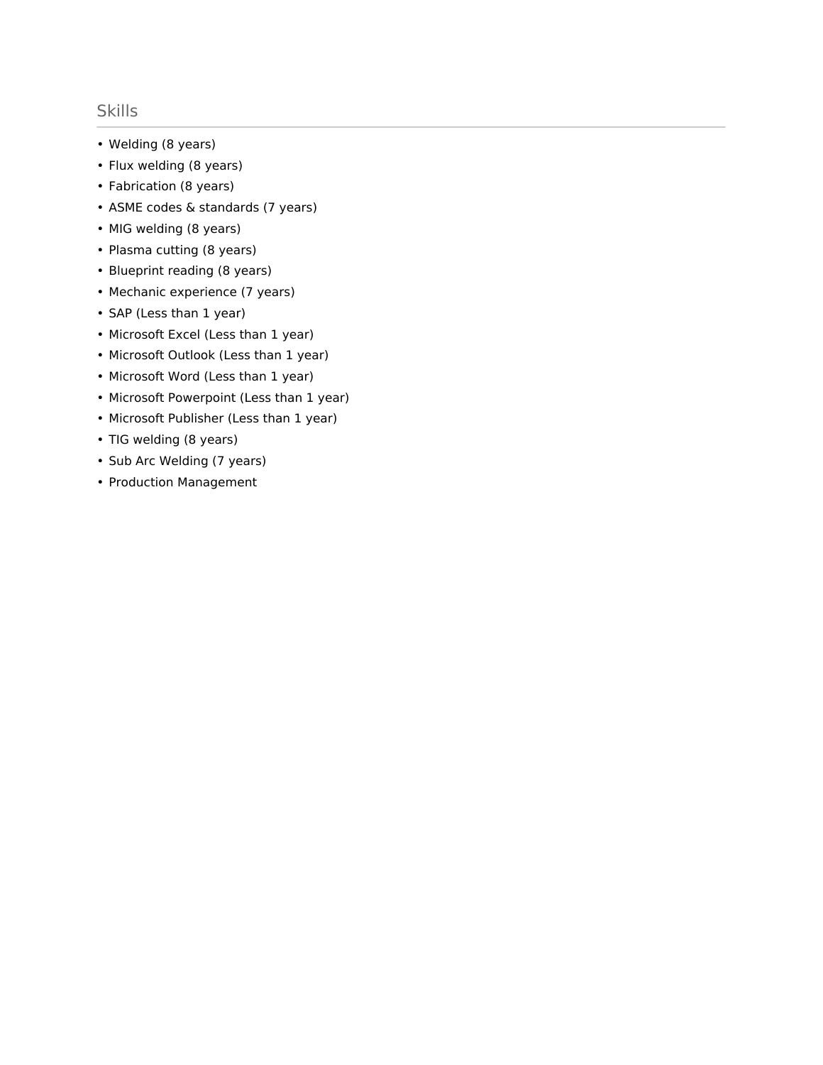## Skills

- Welding (8 years)
- Flux welding (8 years)
- Fabrication (8 years)
- ASME codes & standards (7 years)
- MIG welding (8 years)
- Plasma cutting (8 years)
- Blueprint reading (8 years)
- Mechanic experience (7 years)
- SAP (Less than 1 year)
- Microsoft Excel (Less than 1 year)
- Microsoft Outlook (Less than 1 year)
- Microsoft Word (Less than 1 year)
- Microsoft Powerpoint (Less than 1 year)
- Microsoft Publisher (Less than 1 year)
- TIG welding (8 years)
- Sub Arc Welding (7 years)
- Production Management